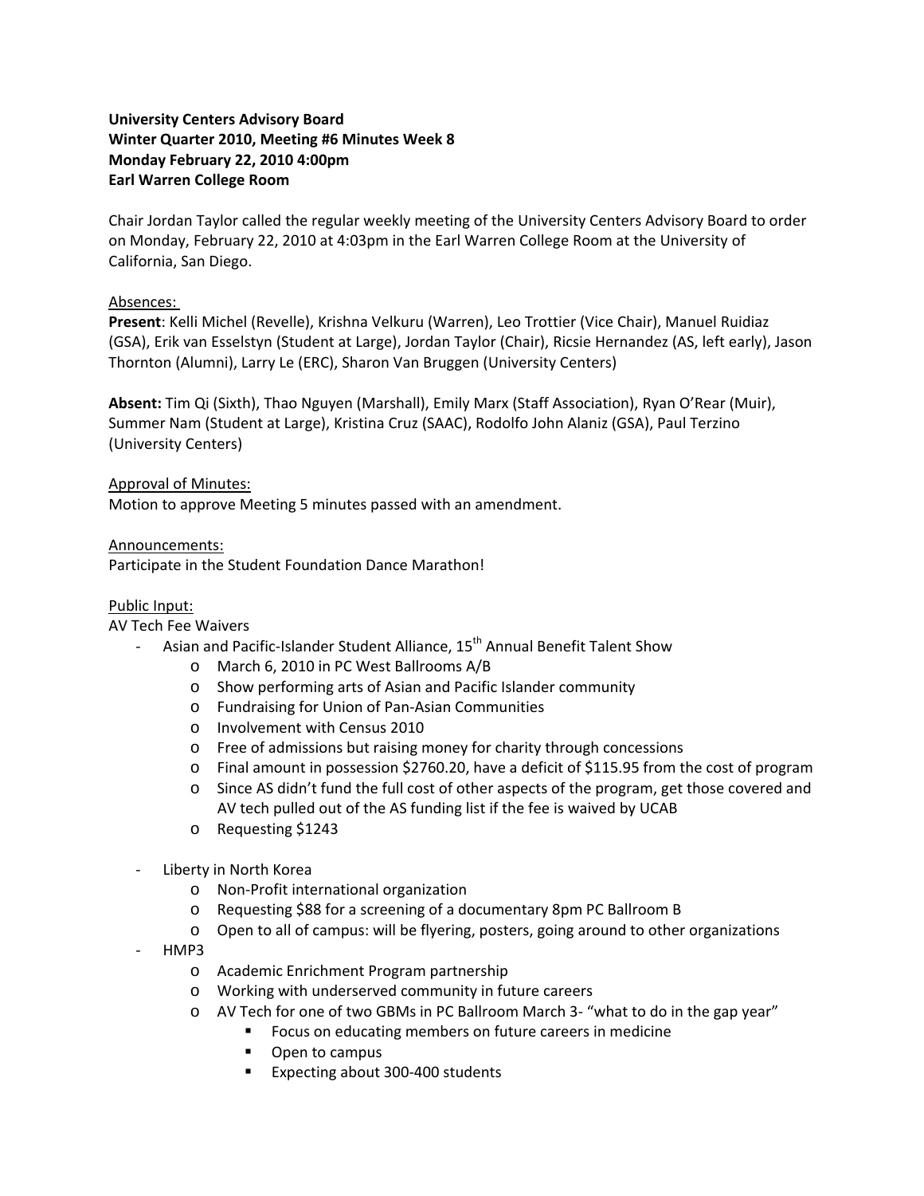**University Centers Advisory Board**
**Winter Quarter 2010, Meeting #6 Minutes Week 8**
**Monday February 22, 2010 4:00pm**
**Earl Warren College Room**

Chair Jordan Taylor called the regular weekly meeting of the University Centers Advisory Board to order on Monday, February 22, 2010 at 4:03pm in the Earl Warren College Room at the University of California, San Diego.

Absences:
**Present**: Kelli Michel (Revelle), Krishna Velkuru (Warren), Leo Trottier (Vice Chair), Manuel Ruidiaz (GSA), Erik van Esselstyn (Student at Large), Jordan Taylor (Chair), Ricsie Hernandez (AS, left early), Jason Thornton (Alumni), Larry Le (ERC), Sharon Van Bruggen (University Centers)

**Absent:** Tim Qi (Sixth), Thao Nguyen (Marshall), Emily Marx (Staff Association), Ryan O'Rear (Muir), Summer Nam (Student at Large), Kristina Cruz (SAAC), Rodolfo John Alaniz (GSA), Paul Terzino (University Centers)

Approval of Minutes:
Motion to approve Meeting 5 minutes passed with an amendment.

Announcements:
Participate in the Student Foundation Dance Marathon!

Public Input:
AV Tech Fee Waivers

- Asian and Pacific-Islander Student Alliance, 15th Annual Benefit Talent Show
  - March 6, 2010 in PC West Ballrooms A/B
  - Show performing arts of Asian and Pacific Islander community
  - Fundraising for Union of Pan-Asian Communities
  - Involvement with Census 2010
  - Free of admissions but raising money for charity through concessions
  - Final amount in possession $2760.20, have a deficit of $115.95 from the cost of program
  - Since AS didn't fund the full cost of other aspects of the program, get those covered and AV tech pulled out of the AS funding list if the fee is waived by UCAB
  - Requesting $1243
- Liberty in North Korea
  - Non-Profit international organization
  - Requesting $88 for a screening of a documentary 8pm PC Ballroom B
  - Open to all of campus: will be flyering, posters, going around to other organizations
- HMP3
  - Academic Enrichment Program partnership
  - Working with underserved community in future careers
  - AV Tech for one of two GBMs in PC Ballroom March 3- "what to do in the gap year"
    - Focus on educating members on future careers in medicine
    - Open to campus
    - Expecting about 300-400 students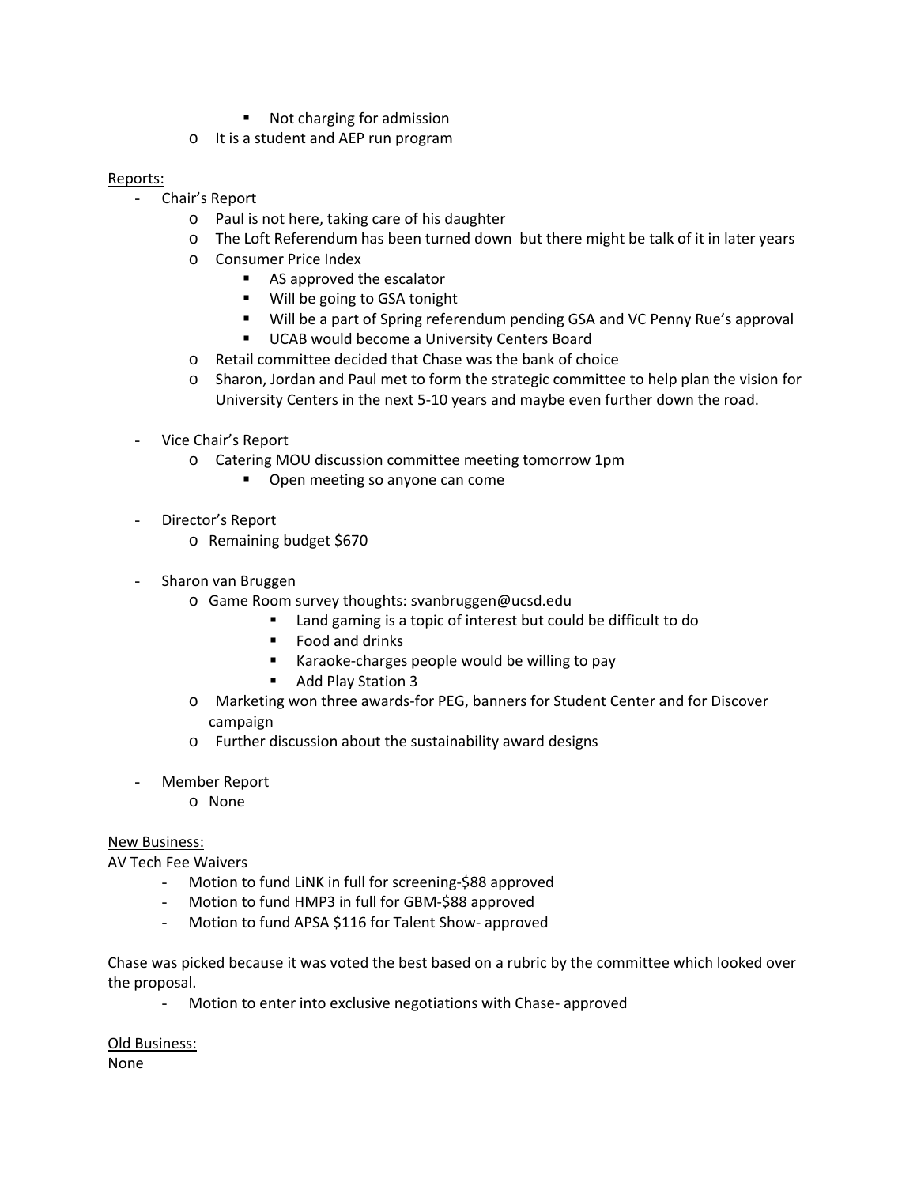- Not charging for admission
    - It is a student and AEP run program

Reports:

- Chair's Report
    - Paul is not here, taking care of his daughter
    - The Loft Referendum has been turned down but there might be talk of it in later years
    - Consumer Price Index
        - AS approved the escalator
        - Will be going to GSA tonight
        - Will be a part of Spring referendum pending GSA and VC Penny Rue's approval
        - UCAB would become a University Centers Board
    - Retail committee decided that Chase was the bank of choice
    - Sharon, Jordan and Paul met to form the strategic committee to help plan the vision for University Centers in the next 5-10 years and maybe even further down the road.

- Vice Chair's Report
    - Catering MOU discussion committee meeting tomorrow 1pm
        - Open meeting so anyone can come

- Director's Report
    - Remaining budget $670

- Sharon van Bruggen
    - Game Room survey thoughts: svanbruggen@ucsd.edu
        - Land gaming is a topic of interest but could be difficult to do
        - Food and drinks
        - Karaoke-charges people would be willing to pay
        - Add Play Station 3
    - Marketing won three awards-for PEG, banners for Student Center and for Discover campaign
    - Further discussion about the sustainability award designs

- Member Report
    - None

New Business:

AV Tech Fee Waivers

- Motion to fund LiNK in full for screening-$88 approved
- Motion to fund HMP3 in full for GBM-$88 approved
- Motion to fund APSA $116 for Talent Show- approved

Chase was picked because it was voted the best based on a rubric by the committee which looked over the proposal.

- Motion to enter into exclusive negotiations with Chase- approved

Old Business:

None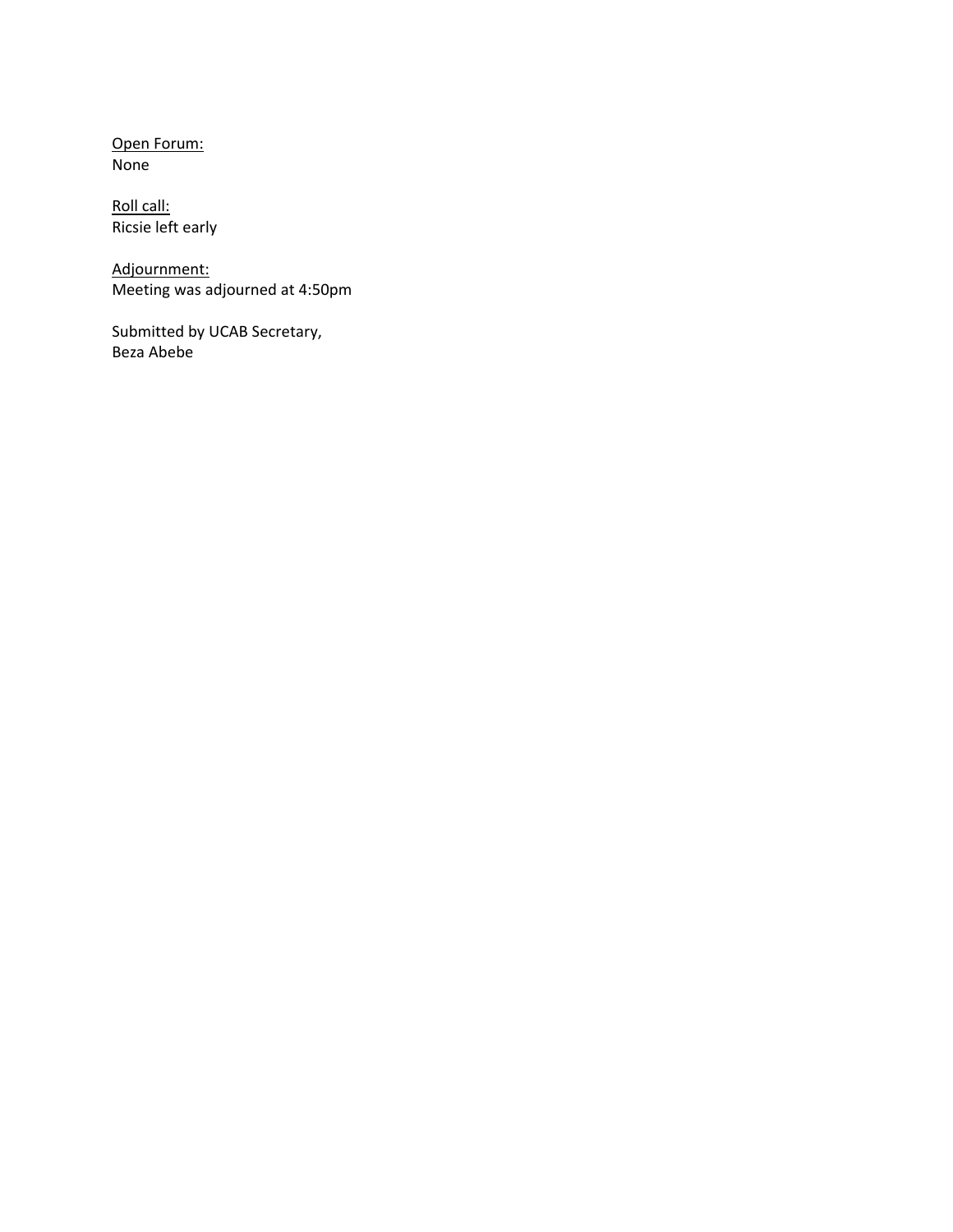<u>Open Forum:</u>
None

<u>Roll call:</u>
Ricsie left early

<u>Adjournment:</u>
Meeting was adjourned at 4:50pm

Submitted by UCAB Secretary,
Beza Abebe